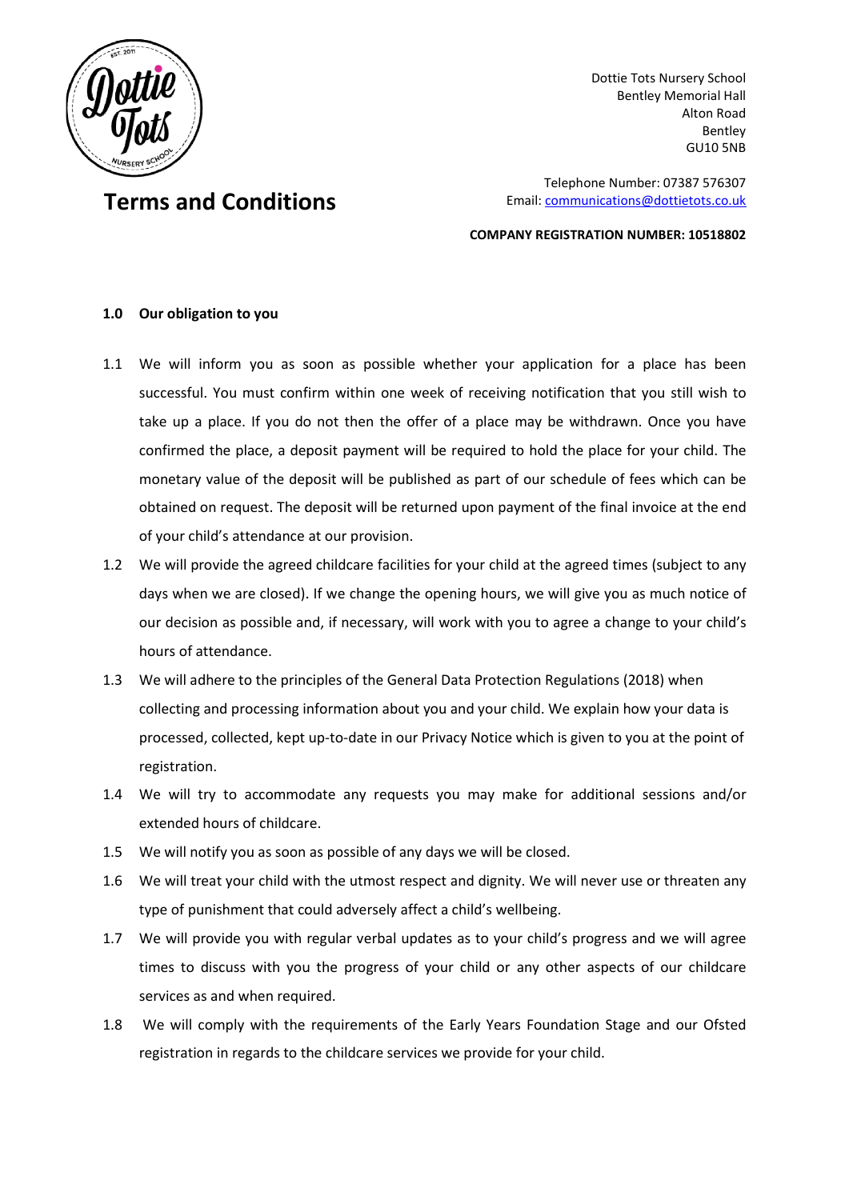Dottie Tots Nursery School
Bentley Memorial Hall
Alton Road
Bentley
GU10 5NB

Telephone Number: 07387 576307
Email: communications@dottietots.co.uk

**COMPANY REGISTRATION NUMBER: 10518802**

# Terms and Conditions

## 1.0 Our obligation to you

1.1 We will inform you as soon as possible whether your application for a place has been successful. You must confirm within one week of receiving notification that you still wish to take up a place. If you do not then the offer of a place may be withdrawn. Once you have confirmed the place, a deposit payment will be required to hold the place for your child. The monetary value of the deposit will be published as part of our schedule of fees which can be obtained on request. The deposit will be returned upon payment of the final invoice at the end of your child's attendance at our provision.

1.2 We will provide the agreed childcare facilities for your child at the agreed times (subject to any days when we are closed). If we change the opening hours, we will give you as much notice of our decision as possible and, if necessary, will work with you to agree a change to your child's hours of attendance.

1.3 We will adhere to the principles of the General Data Protection Regulations (2018) when collecting and processing information about you and your child. We explain how your data is processed, collected, kept up-to-date in our Privacy Notice which is given to you at the point of registration.

1.4 We will try to accommodate any requests you may make for additional sessions and/or extended hours of childcare.

1.5 We will notify you as soon as possible of any days we will be closed.

1.6 We will treat your child with the utmost respect and dignity. We will never use or threaten any type of punishment that could adversely affect a child's wellbeing.

1.7 We will provide you with regular verbal updates as to your child's progress and we will agree times to discuss with you the progress of your child or any other aspects of our childcare services as and when required.

1.8 We will comply with the requirements of the Early Years Foundation Stage and our Ofsted registration in regards to the childcare services we provide for your child.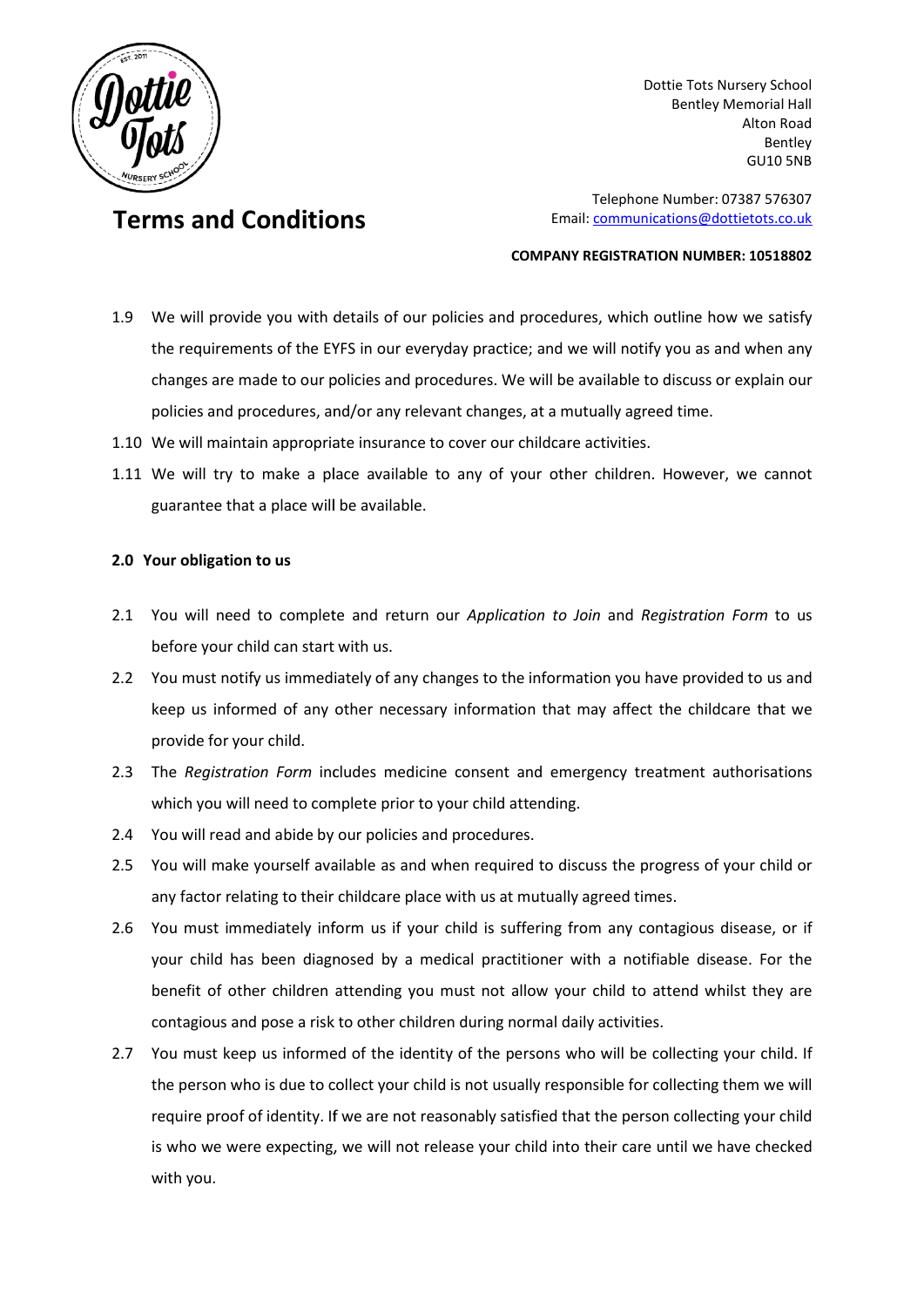1.9 We will provide you with details of our policies and procedures, which outline how we satisfy the requirements of the EYFS in our everyday practice; and we will notify you as and when any changes are made to our policies and procedures. We will be available to discuss or explain our policies and procedures, and/or any relevant changes, at a mutually agreed time.

1.10 We will maintain appropriate insurance to cover our childcare activities.

1.11 We will try to make a place available to any of your other children. However, we cannot guarantee that a place will be available.

**2.0 Your obligation to us**

2.1 You will need to complete and return our *Application to Join* and *Registration Form* to us before your child can start with us.

2.2 You must notify us immediately of any changes to the information you have provided to us and keep us informed of any other necessary information that may affect the childcare that we provide for your child.

2.3 The *Registration Form* includes medicine consent and emergency treatment authorisations which you will need to complete prior to your child attending.

2.4 You will read and abide by our policies and procedures.

2.5 You will make yourself available as and when required to discuss the progress of your child or any factor relating to their childcare place with us at mutually agreed times.

2.6 You must immediately inform us if your child is suffering from any contagious disease, or if your child has been diagnosed by a medical practitioner with a notifiable disease. For the benefit of other children attending you must not allow your child to attend whilst they are contagious and pose a risk to other children during normal daily activities.

2.7 You must keep us informed of the identity of the persons who will be collecting your child. If the person who is due to collect your child is not usually responsible for collecting them we will require proof of identity. If we are not reasonably satisfied that the person collecting your child is who we were expecting, we will not release your child into their care until we have checked with you.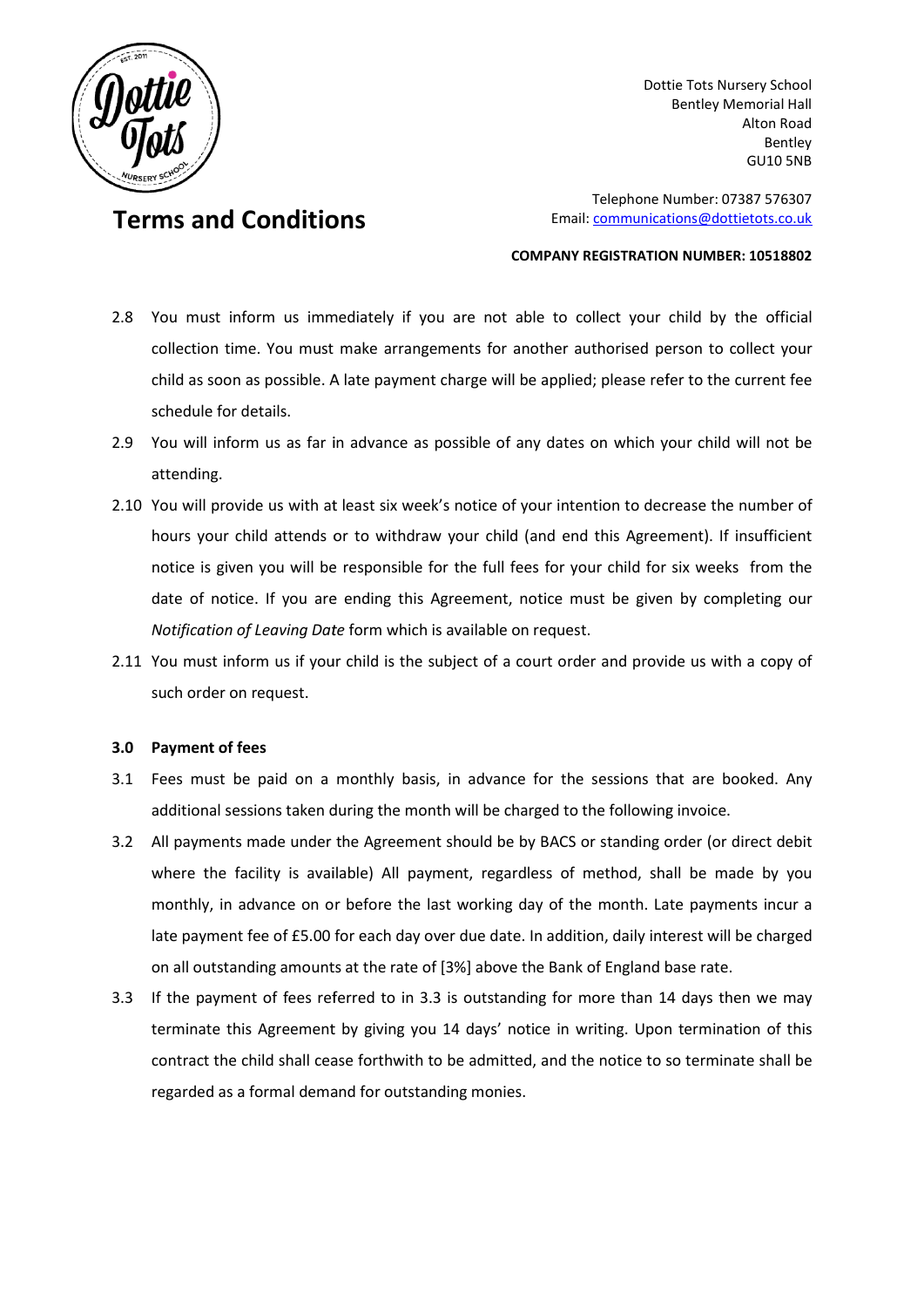# Terms and Conditions

Dottie Tots Nursery School
Bentley Memorial Hall
Alton Road
Bentley
GU10 5NB

Telephone Number: 07387 576307
Email: communications@dottietots.co.uk

**COMPANY REGISTRATION NUMBER: 10518802**

2.8 You must inform us immediately if you are not able to collect your child by the official collection time. You must make arrangements for another authorised person to collect your child as soon as possible. A late payment charge will be applied; please refer to the current fee schedule for details.

2.9 You will inform us as far in advance as possible of any dates on which your child will not be attending.

2.10 You will provide us with at least six week's notice of your intention to decrease the number of hours your child attends or to withdraw your child (and end this Agreement). If insufficient notice is given you will be responsible for the full fees for your child for six weeks from the date of notice. If you are ending this Agreement, notice must be given by completing our *Notification of Leaving Date* form which is available on request.

2.11 You must inform us if your child is the subject of a court order and provide us with a copy of such order on request.

**3.0 Payment of fees**

3.1 Fees must be paid on a monthly basis, in advance for the sessions that are booked. Any additional sessions taken during the month will be charged to the following invoice.

3.2 All payments made under the Agreement should be by BACS or standing order (or direct debit where the facility is available) All payment, regardless of method, shall be made by you monthly, in advance on or before the last working day of the month. Late payments incur a late payment fee of £5.00 for each day over due date. In addition, daily interest will be charged on all outstanding amounts at the rate of [3%] above the Bank of England base rate.

3.3 If the payment of fees referred to in 3.3 is outstanding for more than 14 days then we may terminate this Agreement by giving you 14 days' notice in writing. Upon termination of this contract the child shall cease forthwith to be admitted, and the notice to so terminate shall be regarded as a formal demand for outstanding monies.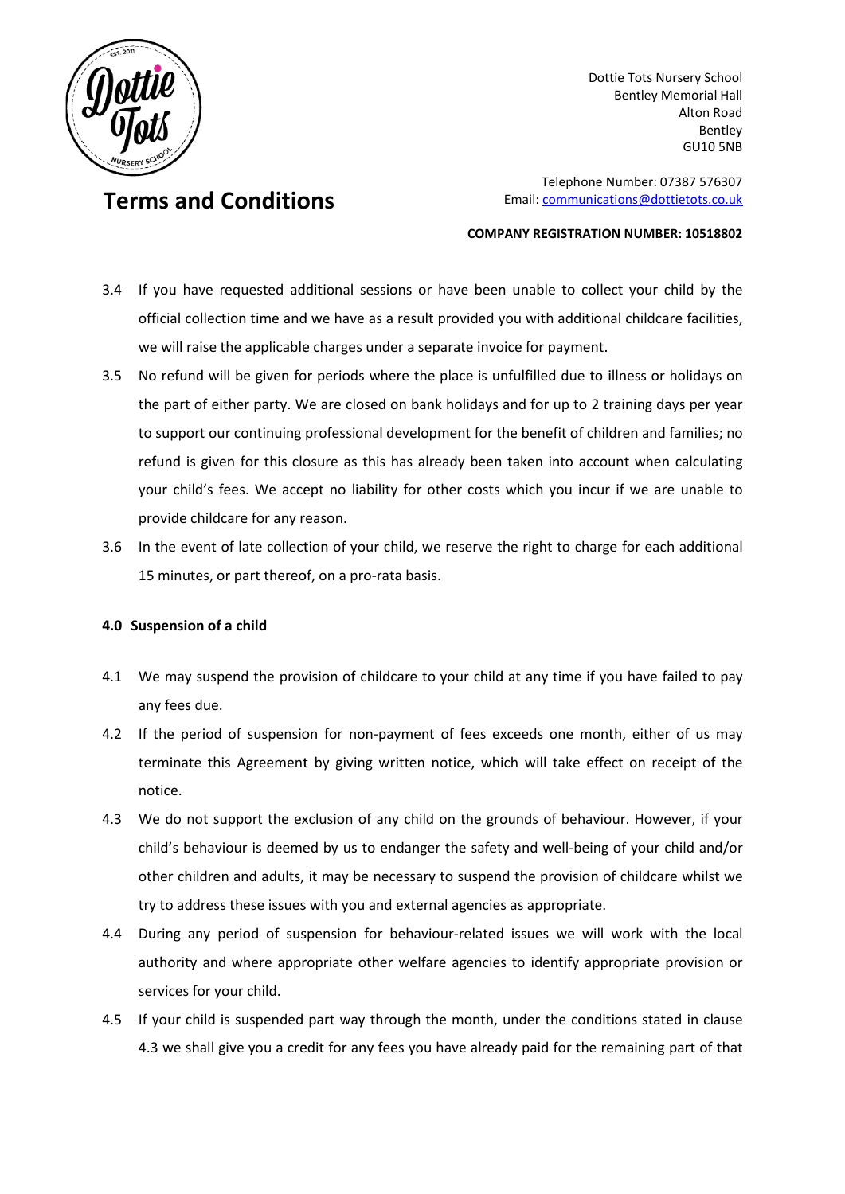3.4 If you have requested additional sessions or have been unable to collect your child by the official collection time and we have as a result provided you with additional childcare facilities, we will raise the applicable charges under a separate invoice for payment.

3.5 No refund will be given for periods where the place is unfulfilled due to illness or holidays on the part of either party. We are closed on bank holidays and for up to 2 training days per year to support our continuing professional development for the benefit of children and families; no refund is given for this closure as this has already been taken into account when calculating your child's fees. We accept no liability for other costs which you incur if we are unable to provide childcare for any reason.

3.6 In the event of late collection of your child, we reserve the right to charge for each additional 15 minutes, or part thereof, on a pro-rata basis.

**4.0 Suspension of a child**

4.1 We may suspend the provision of childcare to your child at any time if you have failed to pay any fees due.

4.2 If the period of suspension for non-payment of fees exceeds one month, either of us may terminate this Agreement by giving written notice, which will take effect on receipt of the notice.

4.3 We do not support the exclusion of any child on the grounds of behaviour. However, if your child's behaviour is deemed by us to endanger the safety and well-being of your child and/or other children and adults, it may be necessary to suspend the provision of childcare whilst we try to address these issues with you and external agencies as appropriate.

4.4 During any period of suspension for behaviour-related issues we will work with the local authority and where appropriate other welfare agencies to identify appropriate provision or services for your child.

4.5 If your child is suspended part way through the month, under the conditions stated in clause 4.3 we shall give you a credit for any fees you have already paid for the remaining part of that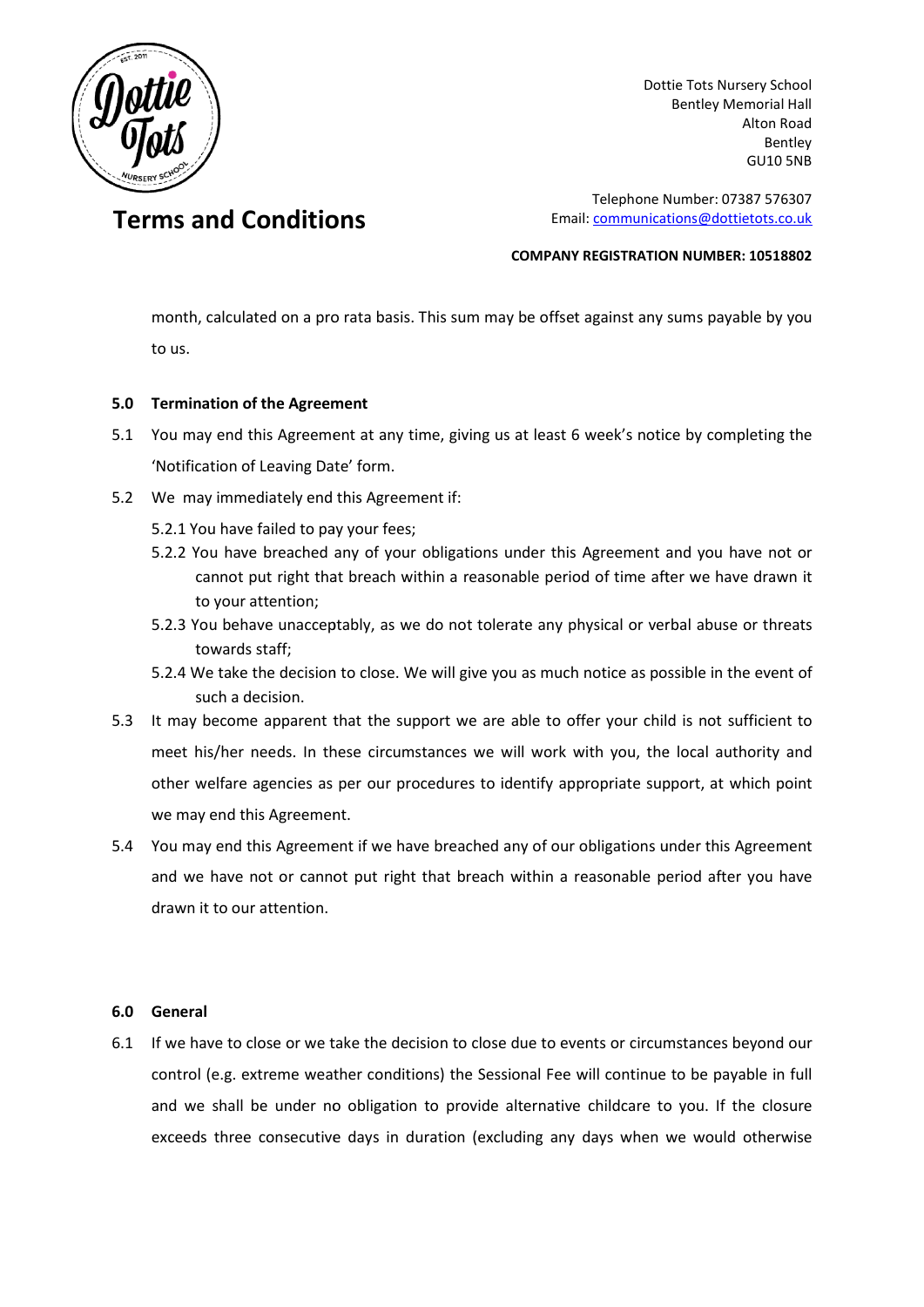month, calculated on a pro rata basis. This sum may be offset against any sums payable by you to us.

**5.0 Termination of the Agreement**

5.1 You may end this Agreement at any time, giving us at least 6 week's notice by completing the 'Notification of Leaving Date' form.

5.2 We may immediately end this Agreement if:

5.2.1 You have failed to pay your fees;

5.2.2 You have breached any of your obligations under this Agreement and you have not or cannot put right that breach within a reasonable period of time after we have drawn it to your attention;

5.2.3 You behave unacceptably, as we do not tolerate any physical or verbal abuse or threats towards staff;

5.2.4 We take the decision to close. We will give you as much notice as possible in the event of such a decision.

5.3 It may become apparent that the support we are able to offer your child is not sufficient to meet his/her needs. In these circumstances we will work with you, the local authority and other welfare agencies as per our procedures to identify appropriate support, at which point we may end this Agreement.

5.4 You may end this Agreement if we have breached any of our obligations under this Agreement and we have not or cannot put right that breach within a reasonable period after you have drawn it to our attention.

**6.0 General**

6.1 If we have to close or we take the decision to close due to events or circumstances beyond our control (e.g. extreme weather conditions) the Sessional Fee will continue to be payable in full and we shall be under no obligation to provide alternative childcare to you. If the closure exceeds three consecutive days in duration (excluding any days when we would otherwise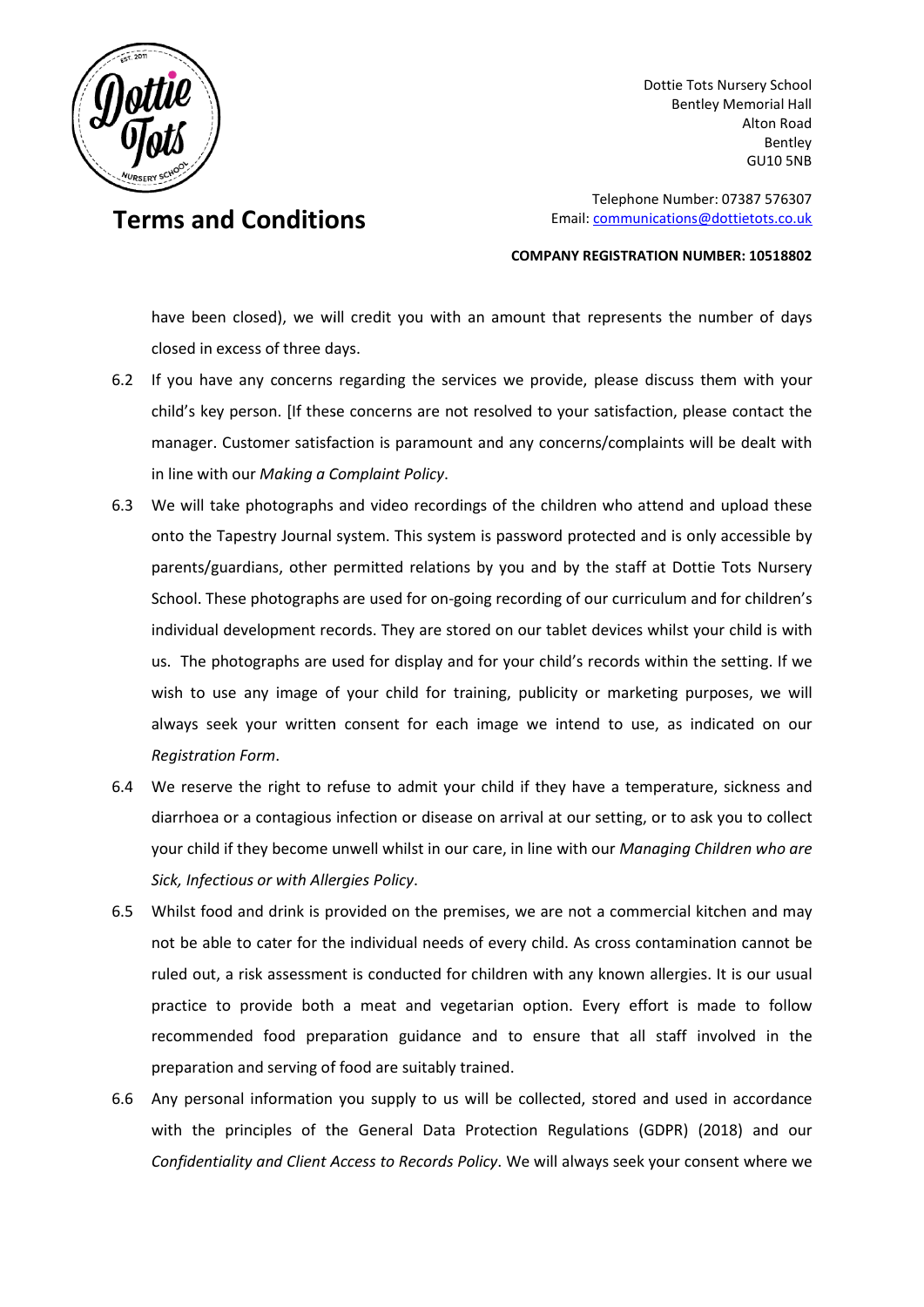have been closed), we will credit you with an amount that represents the number of days closed in excess of three days.

6.2 If you have any concerns regarding the services we provide, please discuss them with your child's key person. [If these concerns are not resolved to your satisfaction, please contact the manager. Customer satisfaction is paramount and any concerns/complaints will be dealt with in line with our *Making a Complaint Policy*.

6.3 We will take photographs and video recordings of the children who attend and upload these onto the Tapestry Journal system. This system is password protected and is only accessible by parents/guardians, other permitted relations by you and by the staff at Dottie Tots Nursery School. These photographs are used for on-going recording of our curriculum and for children's individual development records. They are stored on our tablet devices whilst your child is with us. The photographs are used for display and for your child's records within the setting. If we wish to use any image of your child for training, publicity or marketing purposes, we will always seek your written consent for each image we intend to use, as indicated on our *Registration Form*.

6.4 We reserve the right to refuse to admit your child if they have a temperature, sickness and diarrhoea or a contagious infection or disease on arrival at our setting, or to ask you to collect your child if they become unwell whilst in our care, in line with our *Managing Children who are Sick, Infectious or with Allergies Policy*.

6.5 Whilst food and drink is provided on the premises, we are not a commercial kitchen and may not be able to cater for the individual needs of every child. As cross contamination cannot be ruled out, a risk assessment is conducted for children with any known allergies. It is our usual practice to provide both a meat and vegetarian option. Every effort is made to follow recommended food preparation guidance and to ensure that all staff involved in the preparation and serving of food are suitably trained.

6.6 Any personal information you supply to us will be collected, stored and used in accordance with the principles of the General Data Protection Regulations (GDPR) (2018) and our *Confidentiality and Client Access to Records Policy*. We will always seek your consent where we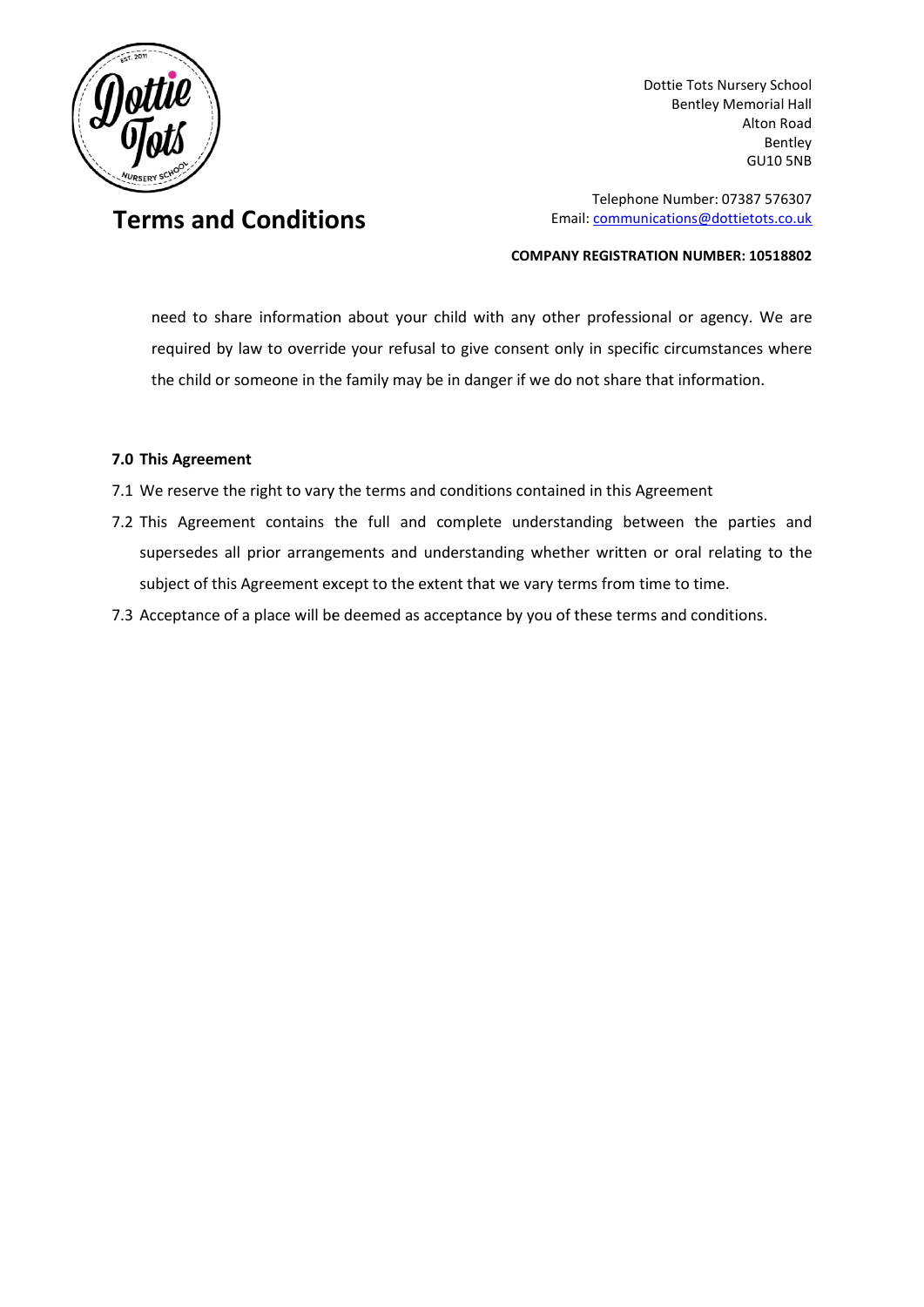need to share information about your child with any other professional or agency. We are required by law to override your refusal to give consent only in specific circumstances where the child or someone in the family may be in danger if we do not share that information.

**7.0 This Agreement**

7.1 We reserve the right to vary the terms and conditions contained in this Agreement

7.2 This Agreement contains the full and complete understanding between the parties and supersedes all prior arrangements and understanding whether written or oral relating to the subject of this Agreement except to the extent that we vary terms from time to time.

7.3 Acceptance of a place will be deemed as acceptance by you of these terms and conditions.